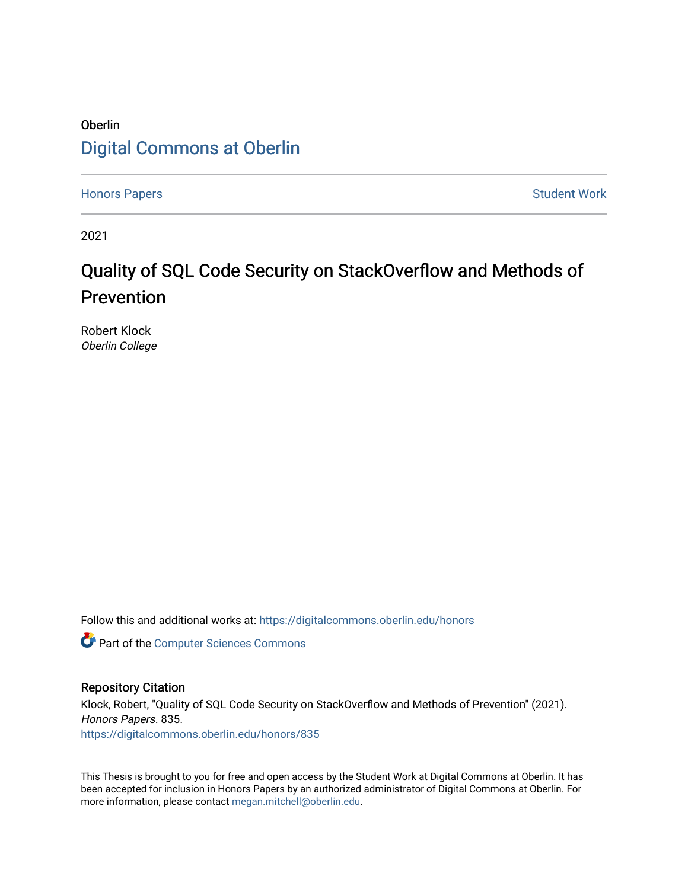Oberlin

Digital Commons at Oberlin

Honors Papers | Student Work

2021

# Quality of SQL Code Security on StackOverflow and Methods of Prevention

Robert Klock
*Oberlin College*

Follow this and additional works at: https://digitalcommons.oberlin.edu/honors

Part of the Computer Sciences Commons

## Repository Citation

Klock, Robert, "Quality of SQL Code Security on StackOverflow and Methods of Prevention" (2021). *Honors Papers*. 835.
https://digitalcommons.oberlin.edu/honors/835

This Thesis is brought to you for free and open access by the Student Work at Digital Commons at Oberlin. It has been accepted for inclusion in Honors Papers by an authorized administrator of Digital Commons at Oberlin. For more information, please contact megan.mitchell@oberlin.edu.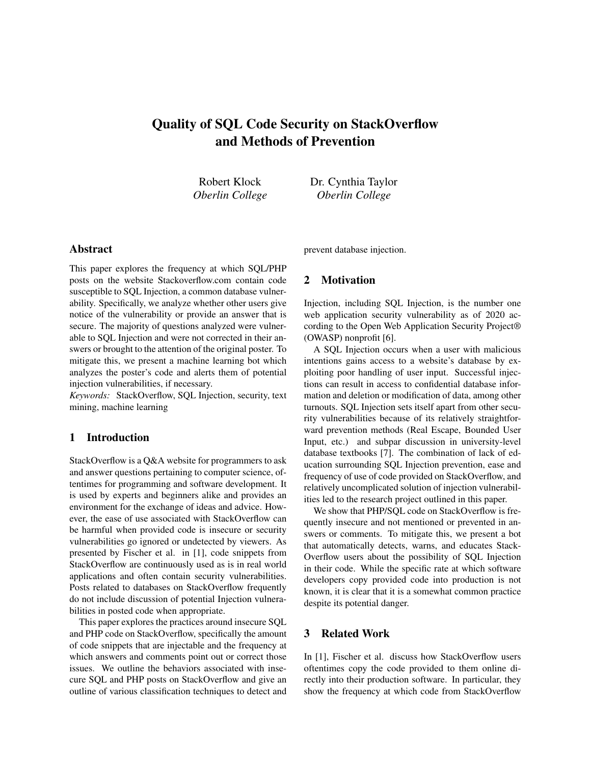# Quality of SQL Code Security on StackOverflow and Methods of Prevention

Robert Klock
*Oberlin College*

Dr. Cynthia Taylor
*Oberlin College*

## Abstract

This paper explores the frequency at which SQL/PHP posts on the website Stackoverflow.com contain code susceptible to SQL Injection, a common database vulnerability. Specifically, we analyze whether other users give notice of the vulnerability or provide an answer that is secure. The majority of questions analyzed were vulnerable to SQL Injection and were not corrected in their answers or brought to the attention of the original poster. To mitigate this, we present a machine learning bot which analyzes the poster's code and alerts them of potential injection vulnerabilities, if necessary.

*Keywords:* StackOverflow, SQL Injection, security, text mining, machine learning

## 1 Introduction

StackOverflow is a Q&A website for programmers to ask and answer questions pertaining to computer science, oftentimes for programming and software development. It is used by experts and beginners alike and provides an environment for the exchange of ideas and advice. However, the ease of use associated with StackOverflow can be harmful when provided code is insecure or security vulnerabilities go ignored or undetected by viewers. As presented by Fischer et al. in [1], code snippets from StackOverflow are continuously used as is in real world applications and often contain security vulnerabilities. Posts related to databases on StackOverflow frequently do not include discussion of potential Injection vulnerabilities in posted code when appropriate.

This paper explores the practices around insecure SQL and PHP code on StackOverflow, specifically the amount of code snippets that are injectable and the frequency at which answers and comments point out or correct those issues. We outline the behaviors associated with insecure SQL and PHP posts on StackOverflow and give an outline of various classification techniques to detect and prevent database injection.

## 2 Motivation

Injection, including SQL Injection, is the number one web application security vulnerability as of 2020 according to the Open Web Application Security Project® (OWASP) nonprofit [6].

A SQL Injection occurs when a user with malicious intentions gains access to a website's database by exploiting poor handling of user input. Successful injections can result in access to confidential database information and deletion or modification of data, among other turnouts. SQL Injection sets itself apart from other security vulnerabilities because of its relatively straightforward prevention methods (Real Escape, Bounded User Input, etc.) and subpar discussion in university-level database textbooks [7]. The combination of lack of education surrounding SQL Injection prevention, ease and frequency of use of code provided on StackOverflow, and relatively uncomplicated solution of injection vulnerabilities led to the research project outlined in this paper.

We show that PHP/SQL code on StackOverflow is frequently insecure and not mentioned or prevented in answers or comments. To mitigate this, we present a bot that automatically detects, warns, and educates StackOverflow users about the possibility of SQL Injection in their code. While the specific rate at which software developers copy provided code into production is not known, it is clear that it is a somewhat common practice despite its potential danger.

## 3 Related Work

In [1], Fischer et al. discuss how StackOverflow users oftentimes copy the code provided to them online directly into their production software. In particular, they show the frequency at which code from StackOverflow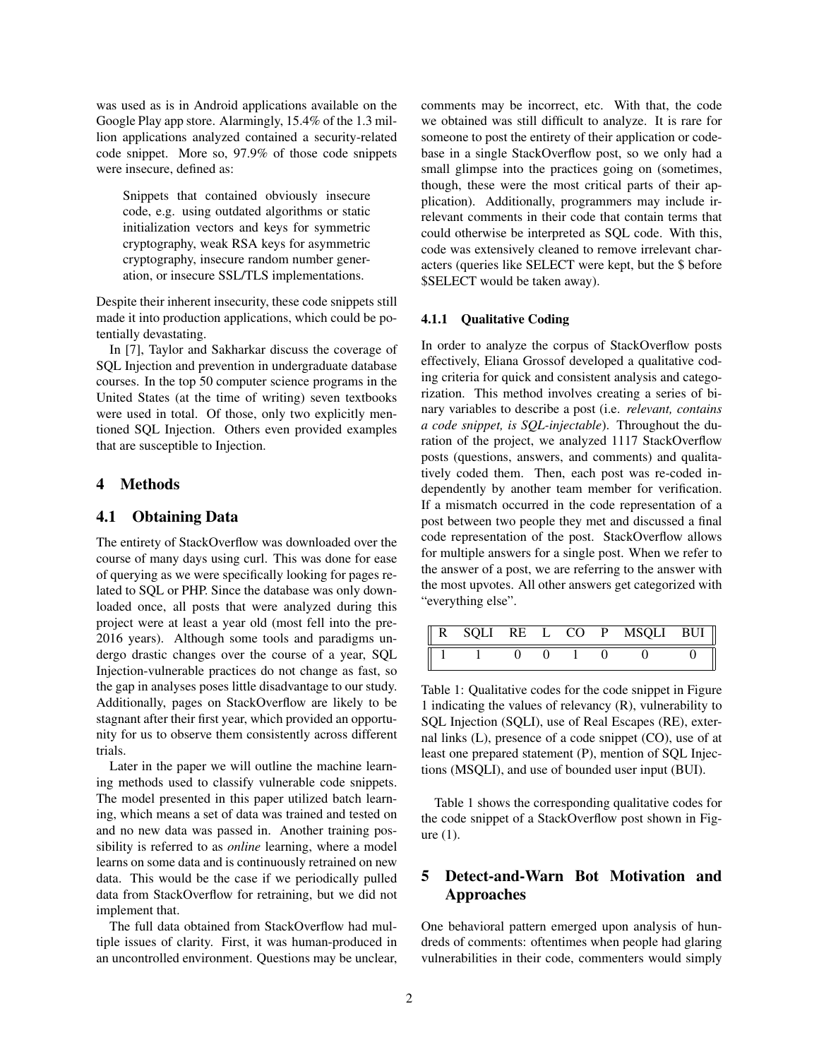was used as is in Android applications available on the Google Play app store. Alarmingly, 15.4% of the 1.3 million applications analyzed contained a security-related code snippet. More so, 97.9% of those code snippets were insecure, defined as:

> Snippets that contained obviously insecure code, e.g. using outdated algorithms or static initialization vectors and keys for symmetric cryptography, weak RSA keys for asymmetric cryptography, insecure random number generation, or insecure SSL/TLS implementations.

Despite their inherent insecurity, these code snippets still made it into production applications, which could be potentially devastating.

In [7], Taylor and Sakharkar discuss the coverage of SQL Injection and prevention in undergraduate database courses. In the top 50 computer science programs in the United States (at the time of writing) seven textbooks were used in total. Of those, only two explicitly mentioned SQL Injection. Others even provided examples that are susceptible to Injection.

## 4 Methods

### 4.1 Obtaining Data

The entirety of StackOverflow was downloaded over the course of many days using curl. This was done for ease of querying as we were specifically looking for pages related to SQL or PHP. Since the database was only downloaded once, all posts that were analyzed during this project were at least a year old (most fell into the pre-2016 years). Although some tools and paradigms undergo drastic changes over the course of a year, SQL Injection-vulnerable practices do not change as fast, so the gap in analyses poses little disadvantage to our study. Additionally, pages on StackOverflow are likely to be stagnant after their first year, which provided an opportunity for us to observe them consistently across different trials.

Later in the paper we will outline the machine learning methods used to classify vulnerable code snippets. The model presented in this paper utilized batch learning, which means a set of data was trained and tested on and no new data was passed in. Another training possibility is referred to as *online* learning, where a model learns on some data and is continuously retrained on new data. This would be the case if we periodically pulled data from StackOverflow for retraining, but we did not implement that.

The full data obtained from StackOverflow had multiple issues of clarity. First, it was human-produced in an uncontrolled environment. Questions may be unclear, comments may be incorrect, etc. With that, the code we obtained was still difficult to analyze. It is rare for someone to post the entirety of their application or codebase in a single StackOverflow post, so we only had a small glimpse into the practices going on (sometimes, though, these were the most critical parts of their application). Additionally, programmers may include irrelevant comments in their code that contain terms that could otherwise be interpreted as SQL code. With this, code was extensively cleaned to remove irrelevant characters (queries like SELECT were kept, but the $ before $SELECT would be taken away).

#### 4.1.1 Qualitative Coding

In order to analyze the corpus of StackOverflow posts effectively, Eliana Grossof developed a qualitative coding criteria for quick and consistent analysis and categorization. This method involves creating a series of binary variables to describe a post (i.e. *relevant, contains a code snippet, is SQL-injectable*). Throughout the duration of the project, we analyzed 1117 StackOverflow posts (questions, answers, and comments) and qualitatively coded them. Then, each post was re-coded independently by another team member for verification. If a mismatch occurred in the code representation of a post between two people they met and discussed a final code representation of the post. StackOverflow allows for multiple answers for a single post. When we refer to the answer of a post, we are referring to the answer with the most upvotes. All other answers get categorized with "everything else".

| R | SQLI | RE | L | CO | P | MSQLI | BUI |
|---|---|---|---|---|---|---|---|
| 1 | 1 | 0 | 0 | 1 | 0 | 0 | 0 |

Table 1: Qualitative codes for the code snippet in Figure 1 indicating the values of relevancy (R), vulnerability to SQL Injection (SQLI), use of Real Escapes (RE), external links (L), presence of a code snippet (CO), use of at least one prepared statement (P), mention of SQL Injections (MSQLI), and use of bounded user input (BUI).

Table 1 shows the corresponding qualitative codes for the code snippet of a StackOverflow post shown in Figure (1).

## 5 Detect-and-Warn Bot Motivation and Approaches

One behavioral pattern emerged upon analysis of hundreds of comments: oftentimes when people had glaring vulnerabilities in their code, commenters would simply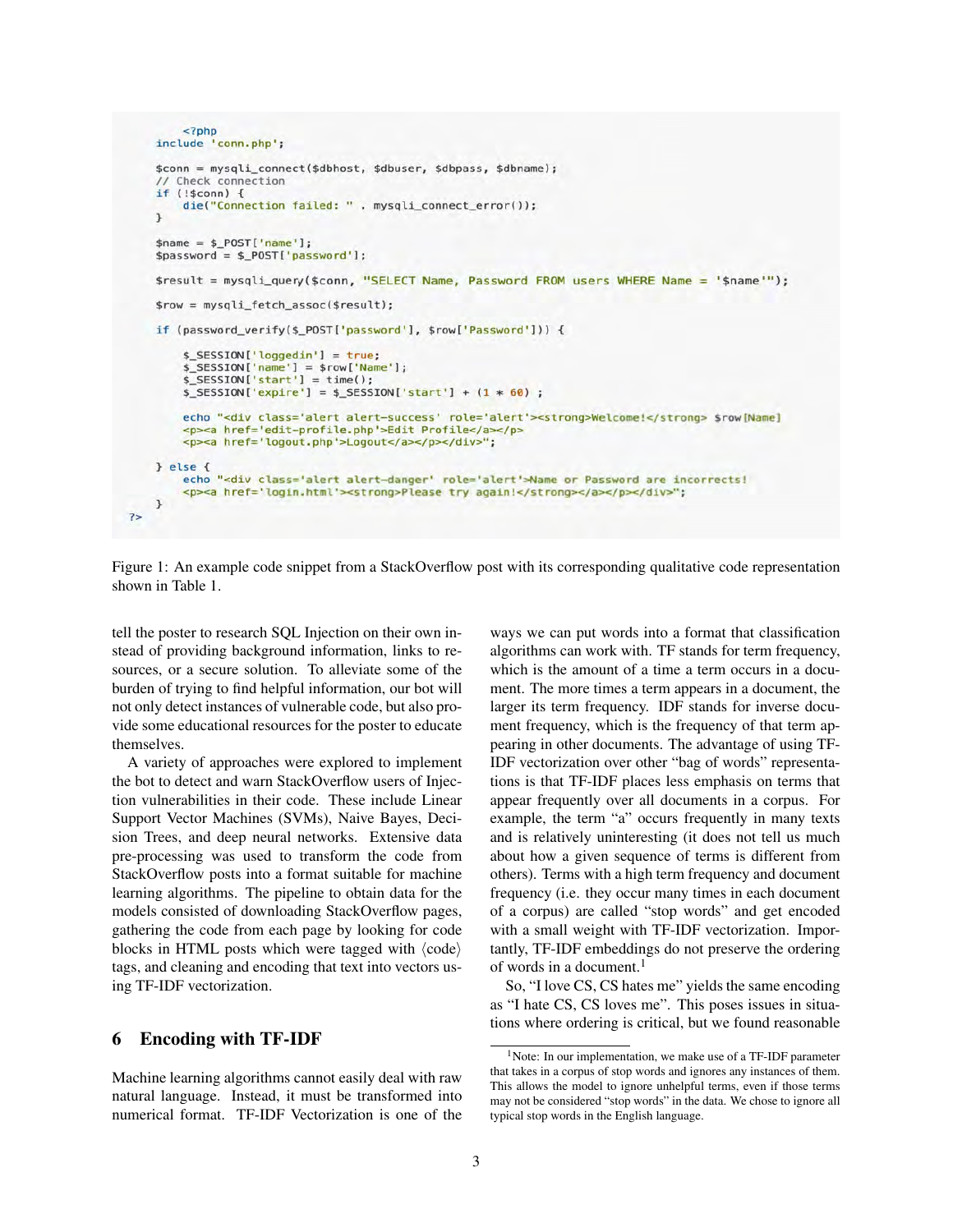```php
    <?php
    include 'conn.php';

    $conn = mysqli_connect($dbhost, $dbuser, $dbpass, $dbname);
    // Check connection
    if (!$conn) {
        die("Connection failed: " . mysqli_connect_error());
    }

    $name = $_POST['name'];
    $password = $_POST['password'];

    $result = mysqli_query($conn, "SELECT Name, Password FROM users WHERE Name = '$name'");

    $row = mysqli_fetch_assoc($result);

    if (password_verify($_POST['password'], $row['Password'])) {

        $_SESSION['loggedin'] = true;
        $_SESSION['name'] = $row['Name'];
        $_SESSION['start'] = time();
        $_SESSION['expire'] = $_SESSION['start'] + (1 * 60) ;

        echo "<div class='alert alert-success' role='alert'><strong>Welcome!</strong> $row[Name]
        <p><a href='edit-profile.php'>Edit Profile</a></p>
        <p><a href='logout.php'>Logout</a></p></div>";

    } else {
        echo "<div class='alert alert-danger' role='alert'>Name or Password are incorrects!
        <p><a href='login.html'><strong>Please try again!</strong></a></p></div>";
    }
?>
```

Figure 1: An example code snippet from a StackOverflow post with its corresponding qualitative code representation shown in Table 1.

tell the poster to research SQL Injection on their own instead of providing background information, links to resources, or a secure solution. To alleviate some of the burden of trying to find helpful information, our bot will not only detect instances of vulnerable code, but also provide some educational resources for the poster to educate themselves.

A variety of approaches were explored to implement the bot to detect and warn StackOverflow users of Injection vulnerabilities in their code. These include Linear Support Vector Machines (SVMs), Naive Bayes, Decision Trees, and deep neural networks. Extensive data pre-processing was used to transform the code from StackOverflow posts into a format suitable for machine learning algorithms. The pipeline to obtain data for the models consisted of downloading StackOverflow pages, gathering the code from each page by looking for code blocks in HTML posts which were tagged with ⟨code⟩ tags, and cleaning and encoding that text into vectors using TF-IDF vectorization.

## 6 Encoding with TF-IDF

Machine learning algorithms cannot easily deal with raw natural language. Instead, it must be transformed into numerical format. TF-IDF Vectorization is one of the ways we can put words into a format that classification algorithms can work with. TF stands for term frequency, which is the amount of a time a term occurs in a document. The more times a term appears in a document, the larger its term frequency. IDF stands for inverse document frequency, which is the frequency of that term appearing in other documents. The advantage of using TF-IDF vectorization over other "bag of words" representations is that TF-IDF places less emphasis on terms that appear frequently over all documents in a corpus. For example, the term "a" occurs frequently in many texts and is relatively uninteresting (it does not tell us much about how a given sequence of terms is different from others). Terms with a high term frequency and document frequency (i.e. they occur many times in each document of a corpus) are called "stop words" and get encoded with a small weight with TF-IDF vectorization. Importantly, TF-IDF embeddings do not preserve the ordering of words in a document.[1]

So, "I love CS, CS hates me" yields the same encoding as "I hate CS, CS loves me". This poses issues in situations where ordering is critical, but we found reasonable

[1] Note: In our implementation, we make use of a TF-IDF parameter that takes in a corpus of stop words and ignores any instances of them. This allows the model to ignore unhelpful terms, even if those terms may not be considered "stop words" in the data. We chose to ignore all typical stop words in the English language.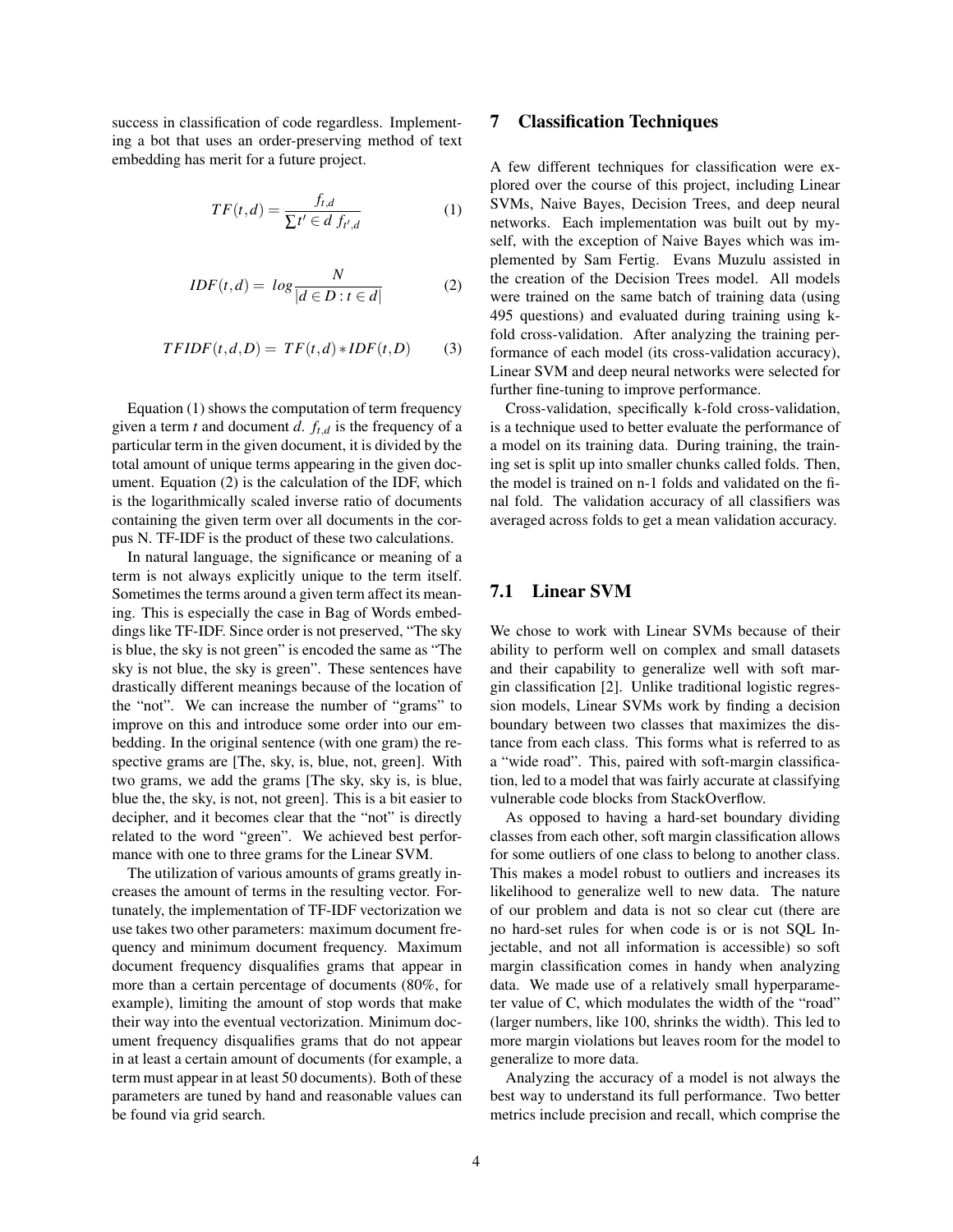success in classification of code regardless. Implementing a bot that uses an order-preserving method of text embedding has merit for a future project.

$$TF(t,d) = \frac{f_{t,d}}{\sum t' \in d \ f_{t',d}} \quad (1)$$

$$IDF(t,d) = \ log \frac{N}{|d \in D : t \in d|} \quad (2)$$

$$TFIDF(t,d,D) = \ TF(t,d) * IDF(t,D) \quad (3)$$

Equation (1) shows the computation of term frequency given a term $t$ and document $d$. $f_{t,d}$ is the frequency of a particular term in the given document, it is divided by the total amount of unique terms appearing in the given document. Equation (2) is the calculation of the IDF, which is the logarithmically scaled inverse ratio of documents containing the given term over all documents in the corpus N. TF-IDF is the product of these two calculations.

In natural language, the significance or meaning of a term is not always explicitly unique to the term itself. Sometimes the terms around a given term affect its meaning. This is especially the case in Bag of Words embeddings like TF-IDF. Since order is not preserved, "The sky is blue, the sky is not green" is encoded the same as "The sky is not blue, the sky is green". These sentences have drastically different meanings because of the location of the "not". We can increase the number of "grams" to improve on this and introduce some order into our embedding. In the original sentence (with one gram) the respective grams are [The, sky, is, blue, not, green]. With two grams, we add the grams [The sky, sky is, is blue, blue the, the sky, is not, not green]. This is a bit easier to decipher, and it becomes clear that the "not" is directly related to the word "green". We achieved best performance with one to three grams for the Linear SVM.

The utilization of various amounts of grams greatly increases the amount of terms in the resulting vector. Fortunately, the implementation of TF-IDF vectorization we use takes two other parameters: maximum document frequency and minimum document frequency. Maximum document frequency disqualifies grams that appear in more than a certain percentage of documents (80%, for example), limiting the amount of stop words that make their way into the eventual vectorization. Minimum document frequency disqualifies grams that do not appear in at least a certain amount of documents (for example, a term must appear in at least 50 documents). Both of these parameters are tuned by hand and reasonable values can be found via grid search.

## 7 Classification Techniques

A few different techniques for classification were explored over the course of this project, including Linear SVMs, Naive Bayes, Decision Trees, and deep neural networks. Each implementation was built out by myself, with the exception of Naive Bayes which was implemented by Sam Fertig. Evans Muzulu assisted in the creation of the Decision Trees model. All models were trained on the same batch of training data (using 495 questions) and evaluated during training using k-fold cross-validation. After analyzing the training performance of each model (its cross-validation accuracy), Linear SVM and deep neural networks were selected for further fine-tuning to improve performance.

Cross-validation, specifically k-fold cross-validation, is a technique used to better evaluate the performance of a model on its training data. During training, the training set is split up into smaller chunks called folds. Then, the model is trained on n-1 folds and validated on the final fold. The validation accuracy of all classifiers was averaged across folds to get a mean validation accuracy.

### 7.1 Linear SVM

We chose to work with Linear SVMs because of their ability to perform well on complex and small datasets and their capability to generalize well with soft margin classification [2]. Unlike traditional logistic regression models, Linear SVMs work by finding a decision boundary between two classes that maximizes the distance from each class. This forms what is referred to as a "wide road". This, paired with soft-margin classification, led to a model that was fairly accurate at classifying vulnerable code blocks from StackOverflow.

As opposed to having a hard-set boundary dividing classes from each other, soft margin classification allows for some outliers of one class to belong to another class. This makes a model robust to outliers and increases its likelihood to generalize well to new data. The nature of our problem and data is not so clear cut (there are no hard-set rules for when code is or is not SQL Injectable, and not all information is accessible) so soft margin classification comes in handy when analyzing data. We made use of a relatively small hyperparameter value of C, which modulates the width of the "road" (larger numbers, like 100, shrinks the width). This led to more margin violations but leaves room for the model to generalize to more data.

Analyzing the accuracy of a model is not always the best way to understand its full performance. Two better metrics include precision and recall, which comprise the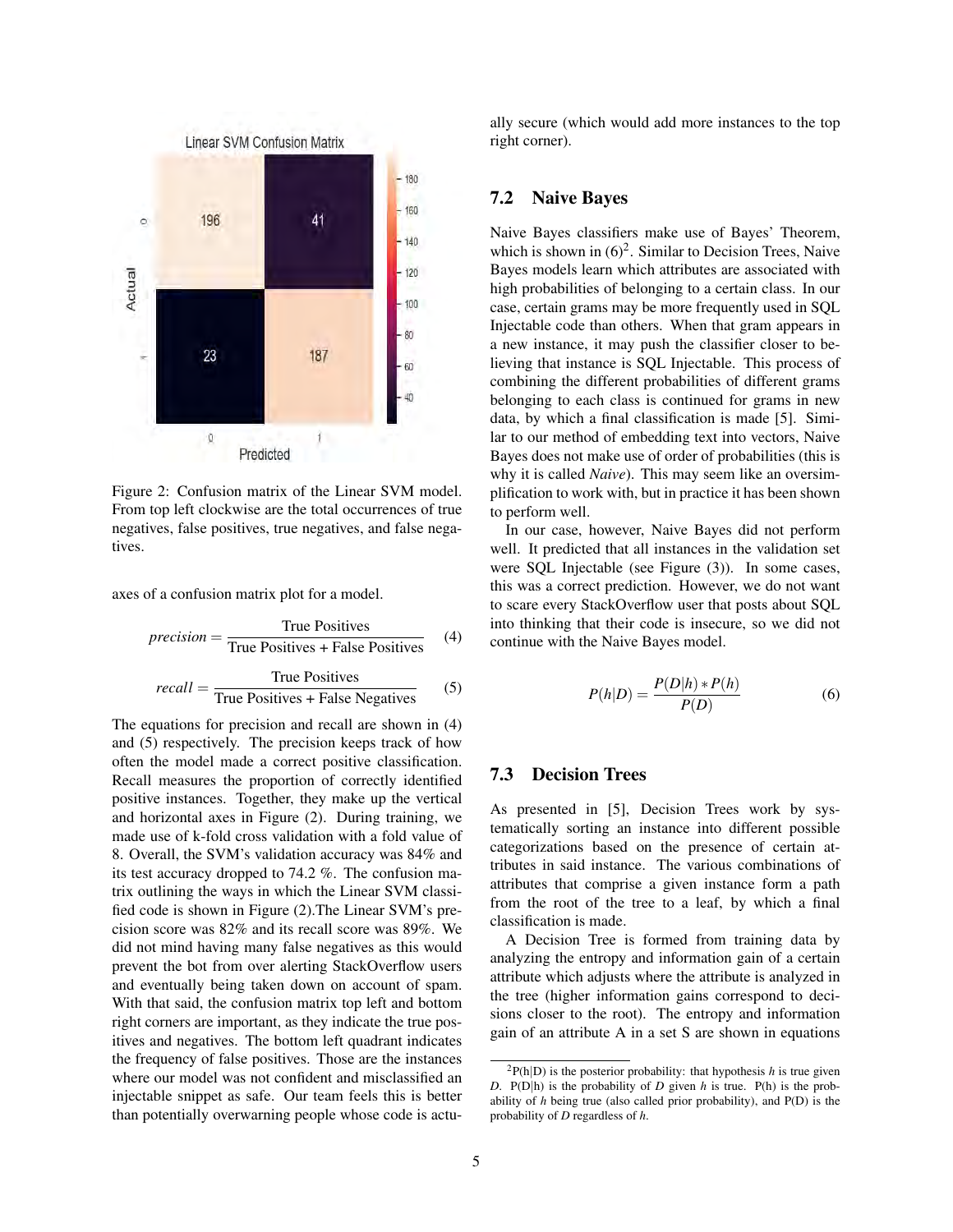Figure 2: Confusion matrix of the Linear SVM model. From top left clockwise are the total occurrences of true negatives, false positives, true negatives, and false negatives.

axes of a confusion matrix plot for a model.

$$precision = \frac{\text{True Positives}}{\text{True Positives + False Positives}} \quad (4)$$

$$recall = \frac{\text{True Positives}}{\text{True Positives + False Negatives}} \quad (5)$$

The equations for precision and recall are shown in (4) and (5) respectively. The precision keeps track of how often the model made a correct positive classification. Recall measures the proportion of correctly identified positive instances. Together, they make up the vertical and horizontal axes in Figure (2). During training, we made use of k-fold cross validation with a fold value of 8. Overall, the SVM's validation accuracy was 84% and its test accuracy dropped to 74.2 %. The confusion matrix outlining the ways in which the Linear SVM classified code is shown in Figure (2).The Linear SVM's precision score was 82% and its recall score was 89%. We did not mind having many false negatives as this would prevent the bot from over alerting StackOverflow users and eventually being taken down on account of spam. With that said, the confusion matrix top left and bottom right corners are important, as they indicate the true positives and negatives. The bottom left quadrant indicates the frequency of false positives. Those are the instances where our model was not confident and misclassified an injectable snippet as safe. Our team feels this is better than potentially overwarning people whose code is actually secure (which would add more instances to the top right corner).

## 7.2 Naive Bayes

Naive Bayes classifiers make use of Bayes' Theorem, which is shown in (6)[2]. Similar to Decision Trees, Naive Bayes models learn which attributes are associated with high probabilities of belonging to a certain class. In our case, certain grams may be more frequently used in SQL Injectable code than others. When that gram appears in a new instance, it may push the classifier closer to believing that instance is SQL Injectable. This process of combining the different probabilities of different grams belonging to each class is continued for grams in new data, by which a final classification is made [5]. Similar to our method of embedding text into vectors, Naive Bayes does not make use of order of probabilities (this is why it is called *Naive*). This may seem like an oversimplification to work with, but in practice it has been shown to perform well.

In our case, however, Naive Bayes did not perform well. It predicted that all instances in the validation set were SQL Injectable (see Figure (3)). In some cases, this was a correct prediction. However, we do not want to scare every StackOverflow user that posts about SQL into thinking that their code is insecure, so we did not continue with the Naive Bayes model.

$$P(h|D) = \frac{P(D|h) * P(h)}{P(D)} \quad (6)$$

## 7.3 Decision Trees

As presented in [5], Decision Trees work by systematically sorting an instance into different possible categorizations based on the presence of certain attributes in said instance. The various combinations of attributes that comprise a given instance form a path from the root of the tree to a leaf, by which a final classification is made.

A Decision Tree is formed from training data by analyzing the entropy and information gain of a certain attribute which adjusts where the attribute is analyzed in the tree (higher information gains correspond to decisions closer to the root). The entropy and information gain of an attribute A in a set S are shown in equations

[2] P(h|D) is the posterior probability: that hypothesis $h$ is true given $D$. P(D|h) is the probability of $D$ given $h$ is true. P(h) is the probability of $h$ being true (also called prior probability), and P(D) is the probability of $D$ regardless of $h$.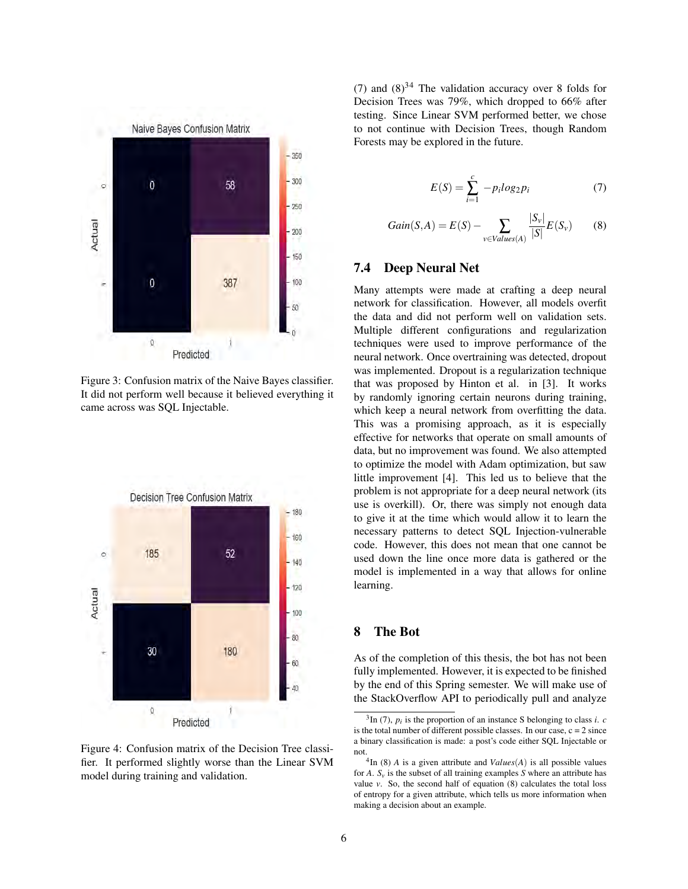Figure 3: Confusion matrix of the Naive Bayes classifier. It did not perform well because it believed everything it came across was SQL Injectable.

Figure 4: Confusion matrix of the Decision Tree classifier. It performed slightly worse than the Linear SVM model during training and validation.

(7) and (8)[3,4] The validation accuracy over 8 folds for Decision Trees was 79%, which dropped to 66% after testing. Since Linear SVM performed better, we chose to not continue with Decision Trees, though Random Forests may be explored in the future.

$$E(S) = \sum_{i=1}^{c} -p_i log_2 p_i \tag{7}$$

$$Gain(S,A) = E(S) - \sum_{v \in Values(A)} \frac{|S_v|}{|S|} E(S_v) \tag{8}$$

### 7.4 Deep Neural Net

Many attempts were made at crafting a deep neural network for classification. However, all models overfit the data and did not perform well on validation sets. Multiple different configurations and regularization techniques were used to improve performance of the neural network. Once overtraining was detected, dropout was implemented. Dropout is a regularization technique that was proposed by Hinton et al. in [3]. It works by randomly ignoring certain neurons during training, which keep a neural network from overfitting the data. This was a promising approach, as it is especially effective for networks that operate on small amounts of data, but no improvement was found. We also attempted to optimize the model with Adam optimization, but saw little improvement [4]. This led us to believe that the problem is not appropriate for a deep neural network (its use is overkill). Or, there was simply not enough data to give it at the time which would allow it to learn the necessary patterns to detect SQL Injection-vulnerable code. However, this does not mean that one cannot be used down the line once more data is gathered or the model is implemented in a way that allows for online learning.

## 8 The Bot

As of the completion of this thesis, the bot has not been fully implemented. However, it is expected to be finished by the end of this Spring semester. We will make use of the StackOverflow API to periodically pull and analyze

[3] In (7), $p_i$ is the proportion of an instance S belonging to class $i$. $c$ is the total number of different possible classes. In our case, c = 2 since a binary classification is made: a post's code either SQL Injectable or not.

[4] In (8) $A$ is a given attribute and $Values(A)$ is all possible values for $A$. $S_v$ is the subset of all training examples $S$ where an attribute has value $v$. So, the second half of equation (8) calculates the total loss of entropy for a given attribute, which tells us more information when making a decision about an example.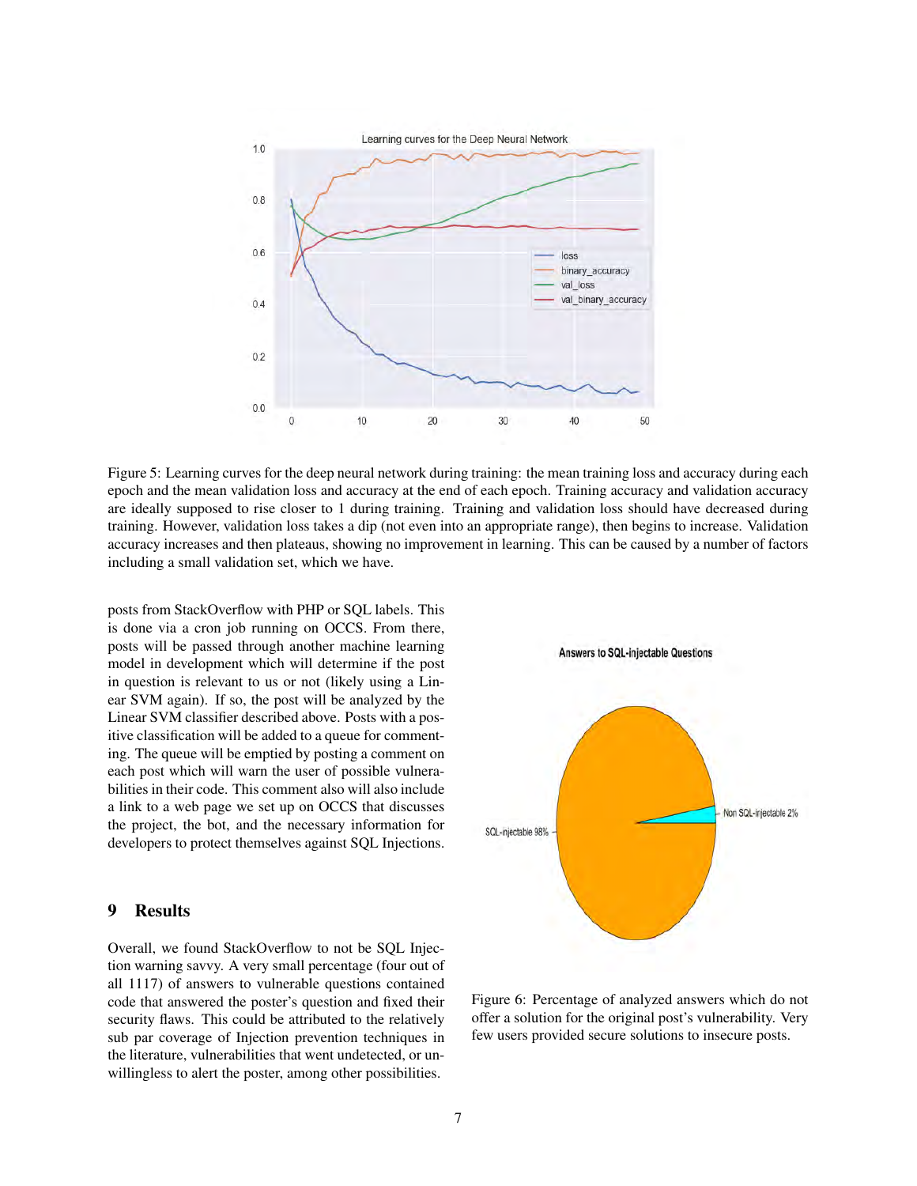Figure 5: Learning curves for the deep neural network during training: the mean training loss and accuracy during each epoch and the mean validation loss and accuracy at the end of each epoch. Training accuracy and validation accuracy are ideally supposed to rise closer to 1 during training. Training and validation loss should have decreased during training. However, validation loss takes a dip (not even into an appropriate range), then begins to increase. Validation accuracy increases and then plateaus, showing no improvement in learning. This can be caused by a number of factors including a small validation set, which we have.

posts from StackOverflow with PHP or SQL labels. This is done via a cron job running on OCCS. From there, posts will be passed through another machine learning model in development which will determine if the post in question is relevant to us or not (likely using a Linear SVM again). If so, the post will be analyzed by the Linear SVM classifier described above. Posts with a positive classification will be added to a queue for commenting. The queue will be emptied by posting a comment on each post which will warn the user of possible vulnerabilities in their code. This comment also will also include a link to a web page we set up on OCCS that discusses the project, the bot, and the necessary information for developers to protect themselves against SQL Injections.

## 9 Results

Overall, we found StackOverflow to not be SQL Injection warning savvy. A very small percentage (four out of all 1117) of answers to vulnerable questions contained code that answered the poster's question and fixed their security flaws. This could be attributed to the relatively sub par coverage of Injection prevention techniques in the literature, vulnerabilities that went undetected, or unwillingless to alert the poster, among other possibilities.

Figure 6: Percentage of analyzed answers which do not offer a solution for the original post's vulnerability. Very few users provided secure solutions to insecure posts.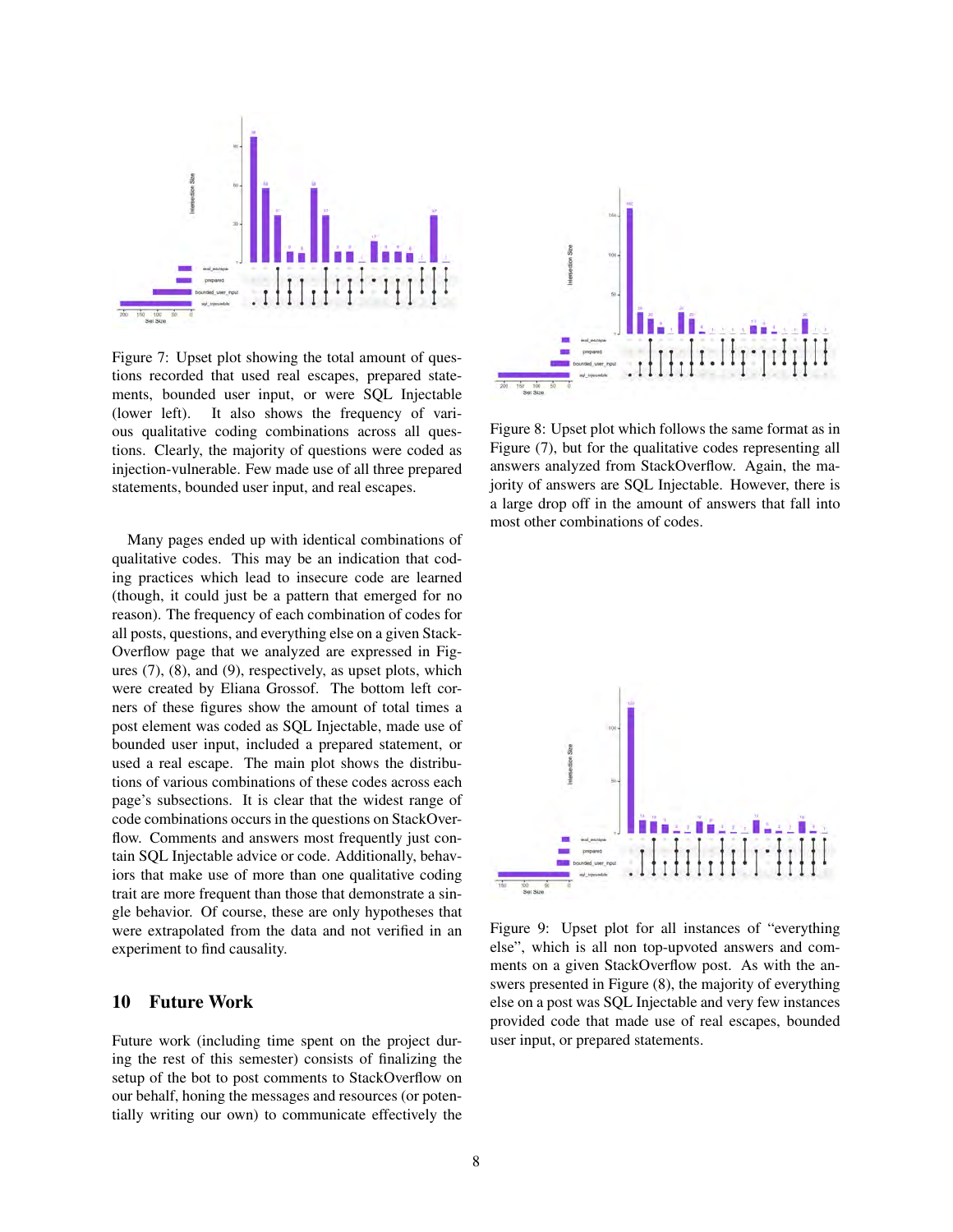Figure 7: Upset plot showing the total amount of questions recorded that used real escapes, prepared statements, bounded user input, or were SQL Injectable (lower left). It also shows the frequency of various qualitative coding combinations across all questions. Clearly, the majority of questions were coded as injection-vulnerable. Few made use of all three prepared statements, bounded user input, and real escapes.

Many pages ended up with identical combinations of qualitative codes. This may be an indication that coding practices which lead to insecure code are learned (though, it could just be a pattern that emerged for no reason). The frequency of each combination of codes for all posts, questions, and everything else on a given StackOverflow page that we analyzed are expressed in Figures (7), (8), and (9), respectively, as upset plots, which were created by Eliana Grossof. The bottom left corners of these figures show the amount of total times a post element was coded as SQL Injectable, made use of bounded user input, included a prepared statement, or used a real escape. The main plot shows the distributions of various combinations of these codes across each page's subsections. It is clear that the widest range of code combinations occurs in the questions on StackOverflow. Comments and answers most frequently just contain SQL Injectable advice or code. Additionally, behaviors that make use of more than one qualitative coding trait are more frequent than those that demonstrate a single behavior. Of course, these are only hypotheses that were extrapolated from the data and not verified in an experiment to find causality.

## 10 Future Work

Future work (including time spent on the project during the rest of this semester) consists of finalizing the setup of the bot to post comments to StackOverflow on our behalf, honing the messages and resources (or potentially writing our own) to communicate effectively the

Figure 8: Upset plot which follows the same format as in Figure (7), but for the qualitative codes representing all answers analyzed from StackOverflow. Again, the majority of answers are SQL Injectable. However, there is a large drop off in the amount of answers that fall into most other combinations of codes.

Figure 9: Upset plot for all instances of "everything else", which is all non top-upvoted answers and comments on a given StackOverflow post. As with the answers presented in Figure (8), the majority of everything else on a post was SQL Injectable and very few instances provided code that made use of real escapes, bounded user input, or prepared statements.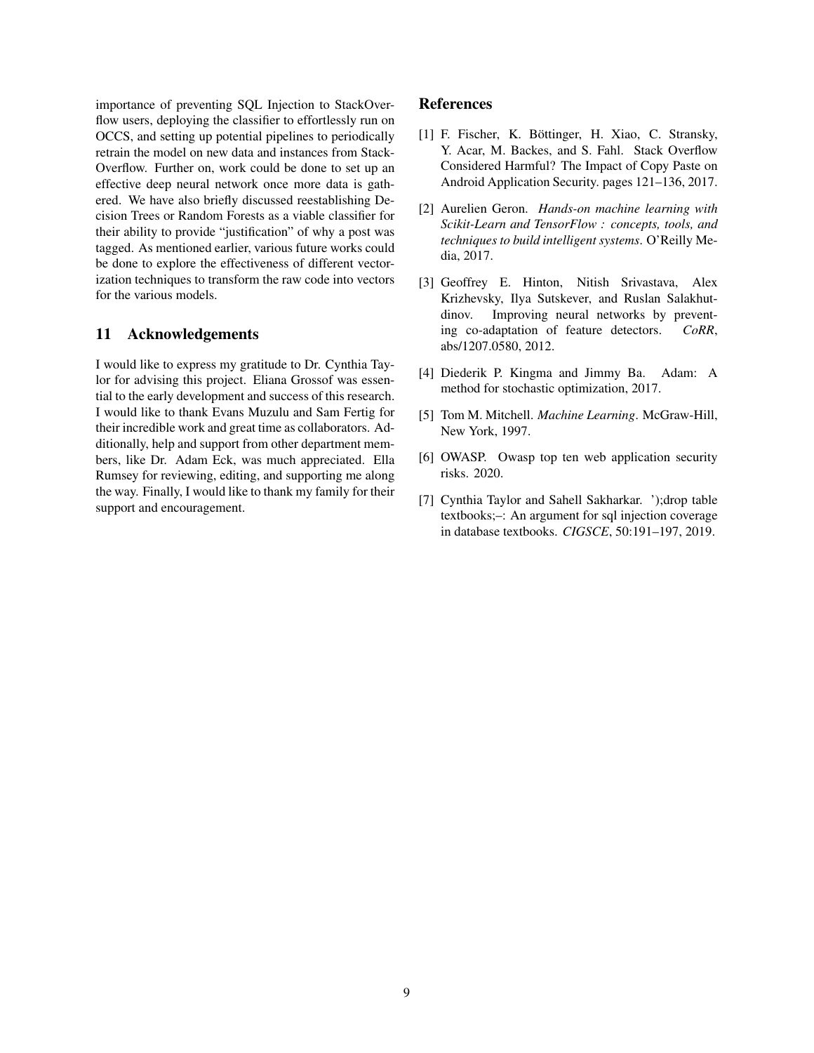importance of preventing SQL Injection to StackOverflow users, deploying the classifier to effortlessly run on OCCS, and setting up potential pipelines to periodically retrain the model on new data and instances from StackOverflow. Further on, work could be done to set up an effective deep neural network once more data is gathered. We have also briefly discussed reestablishing Decision Trees or Random Forests as a viable classifier for their ability to provide "justification" of why a post was tagged. As mentioned earlier, various future works could be done to explore the effectiveness of different vectorization techniques to transform the raw code into vectors for the various models.

## 11 Acknowledgements

I would like to express my gratitude to Dr. Cynthia Taylor for advising this project. Eliana Grossof was essential to the early development and success of this research. I would like to thank Evans Muzulu and Sam Fertig for their incredible work and great time as collaborators. Additionally, help and support from other department members, like Dr. Adam Eck, was much appreciated. Ella Rumsey for reviewing, editing, and supporting me along the way. Finally, I would like to thank my family for their support and encouragement.

## References

[1] F. Fischer, K. Böttinger, H. Xiao, C. Stransky, Y. Acar, M. Backes, and S. Fahl. Stack Overflow Considered Harmful? The Impact of Copy Paste on Android Application Security. pages 121–136, 2017.

[2] Aurelien Geron. *Hands-on machine learning with Scikit-Learn and TensorFlow : concepts, tools, and techniques to build intelligent systems*. O'Reilly Media, 2017.

[3] Geoffrey E. Hinton, Nitish Srivastava, Alex Krizhevsky, Ilya Sutskever, and Ruslan Salakhutdinov. Improving neural networks by preventing co-adaptation of feature detectors. *CoRR*, abs/1207.0580, 2012.

[4] Diederik P. Kingma and Jimmy Ba. Adam: A method for stochastic optimization, 2017.

[5] Tom M. Mitchell. *Machine Learning*. McGraw-Hill, New York, 1997.

[6] OWASP. Owasp top ten web application security risks. 2020.

[7] Cynthia Taylor and Sahell Sakharkar. ');drop table textbooks;–: An argument for sql injection coverage in database textbooks. *CIGSCE*, 50:191–197, 2019.